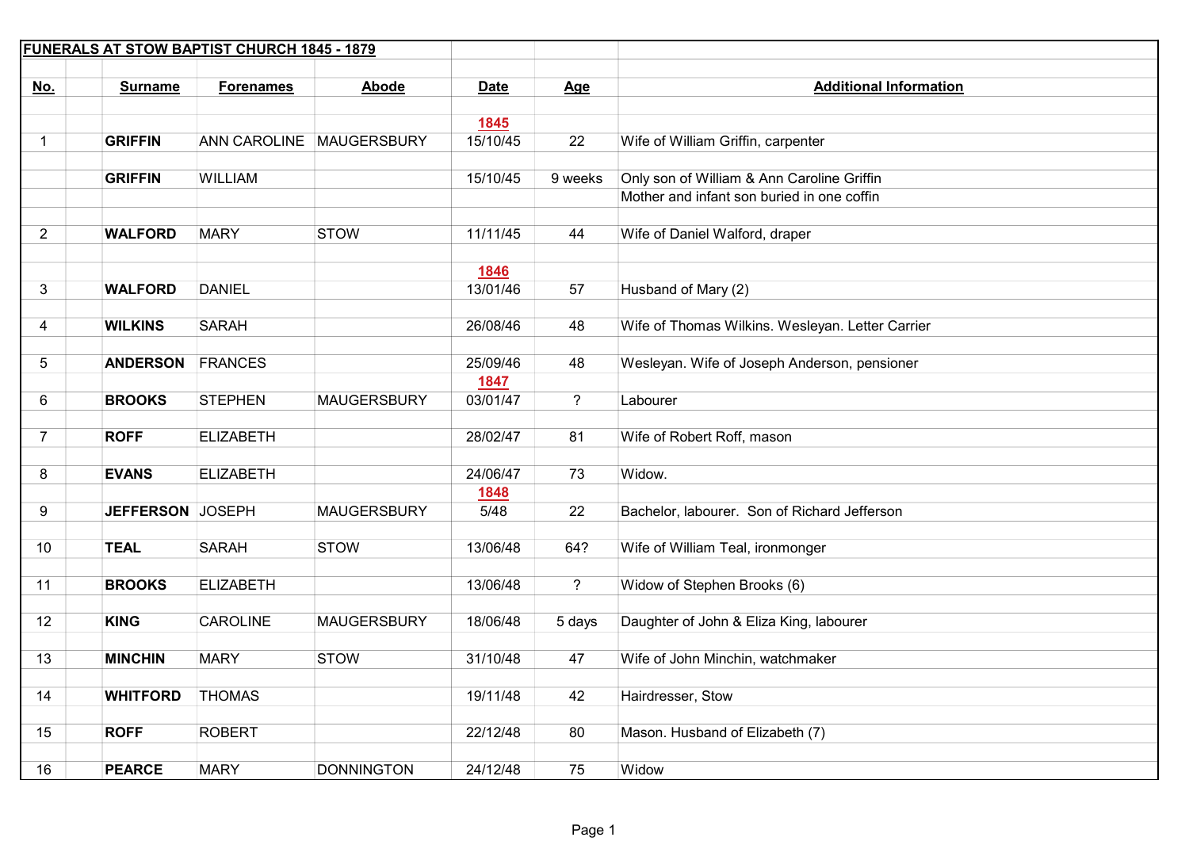**FUNERALS AT STOW BAPTIST CHURCH 1845 - 1879**

| No. | Surname | Forenames | Abode | Date | Age | Additional Information |
|---|---|---|---|---|---|---|
| | | | | **1845** | | |
| 1 | **GRIFFIN** | ANN CAROLINE | MAUGERSBURY | 15/10/45 | 22 | Wife of William Griffin, carpenter |
| | **GRIFFIN** | WILLIAM | | 15/10/45 | 9 weeks | Only son of William & Ann Caroline Griffin |
| | | | | | | Mother and infant son buried in one coffin |
| 2 | **WALFORD** | MARY | STOW | 11/11/45 | 44 | Wife of Daniel Walford, draper |
| | | | | **1846** | | |
| 3 | **WALFORD** | DANIEL | | 13/01/46 | 57 | Husband of Mary (2) |
| 4 | **WILKINS** | SARAH | | 26/08/46 | 48 | Wife of Thomas Wilkins. Wesleyan. Letter Carrier |
| 5 | **ANDERSON** | FRANCES | | 25/09/46 | 48 | Wesleyan. Wife of Joseph Anderson, pensioner |
| | | | | **1847** | | |
| 6 | **BROOKS** | STEPHEN | MAUGERSBURY | 03/01/47 | ? | Labourer |
| 7 | **ROFF** | ELIZABETH | | 28/02/47 | 81 | Wife of Robert Roff, mason |
| 8 | **EVANS** | ELIZABETH | | 24/06/47 | 73 | Widow. |
| | | | | **1848** | | |
| 9 | **JEFFERSON** | JOSEPH | MAUGERSBURY | 5/48 | 22 | Bachelor, labourer. Son of Richard Jefferson |
| 10 | **TEAL** | SARAH | STOW | 13/06/48 | 64? | Wife of William Teal, ironmonger |
| 11 | **BROOKS** | ELIZABETH | | 13/06/48 | ? | Widow of Stephen Brooks (6) |
| 12 | **KING** | CAROLINE | MAUGERSBURY | 18/06/48 | 5 days | Daughter of John & Eliza King, labourer |
| 13 | **MINCHIN** | MARY | STOW | 31/10/48 | 47 | Wife of John Minchin, watchmaker |
| 14 | **WHITFORD** | THOMAS | | 19/11/48 | 42 | Hairdresser, Stow |
| 15 | **ROFF** | ROBERT | | 22/12/48 | 80 | Mason. Husband of Elizabeth (7) |
| 16 | **PEARCE** | MARY | DONNINGTON | 24/12/48 | 75 | Widow |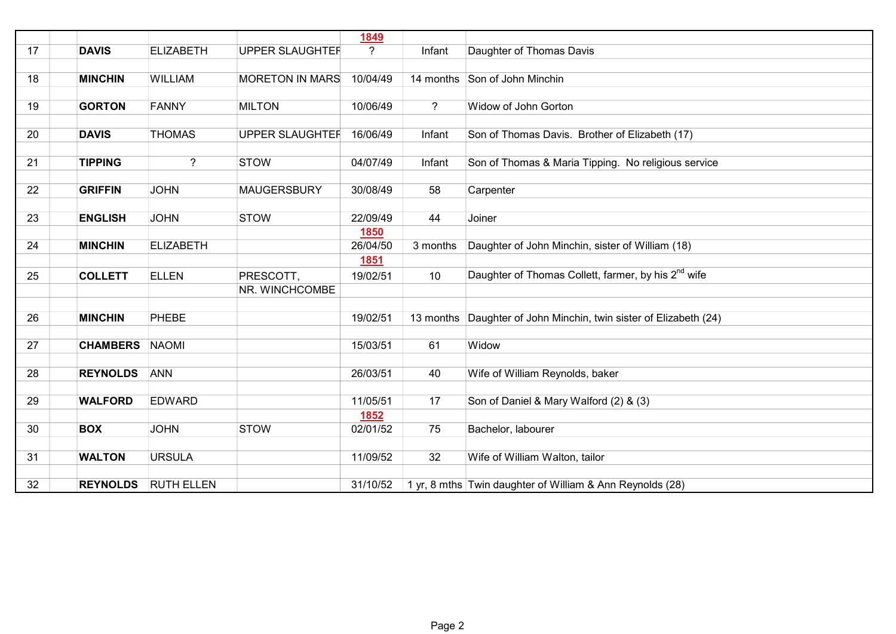| | | | | | | | |
|---|---|---|---|---|---|---|---|
| | | | | **1849** | | | |
| 17 | | **DAVIS** | ELIZABETH | UPPER SLAUGHTER | ? | Infant | Daughter of Thomas Davis |
| 18 | | **MINCHIN** | WILLIAM | MORETON IN MARS | 10/04/49 | 14 months | Son of John Minchin |
| 19 | | **GORTON** | FANNY | MILTON | 10/06/49 | ? | Widow of John Gorton |
| 20 | | **DAVIS** | THOMAS | UPPER SLAUGHTER | 16/06/49 | Infant | Son of Thomas Davis. Brother of Elizabeth (17) |
| 21 | | **TIPPING** | ? | STOW | 04/07/49 | Infant | Son of Thomas & Maria Tipping. No religious service |
| 22 | | **GRIFFIN** | JOHN | MAUGERSBURY | 30/08/49 | 58 | Carpenter |
| 23 | | **ENGLISH** | JOHN | STOW | 22/09/49 | 44 | Joiner |
| | | | | | **1850** | | |
| 24 | | **MINCHIN** | ELIZABETH | | 26/04/50 | 3 months | Daughter of John Minchin, sister of William (18) |
| | | | | | **1851** | | |
| 25 | | **COLLETT** | ELLEN | PRESCOTT, NR. WINCHCOMBE | 19/02/51 | 10 | Daughter of Thomas Collett, farmer, by his 2nd wife |
| 26 | | **MINCHIN** | PHEBE | | 19/02/51 | 13 months | Daughter of John Minchin, twin sister of Elizabeth (24) |
| 27 | | **CHAMBERS** | NAOMI | | 15/03/51 | 61 | Widow |
| 28 | | **REYNOLDS** | ANN | | 26/03/51 | 40 | Wife of William Reynolds, baker |
| 29 | | **WALFORD** | EDWARD | | 11/05/51 | 17 | Son of Daniel & Mary Walford (2) & (3) |
| | | | | | **1852** | | |
| 30 | | **BOX** | JOHN | STOW | 02/01/52 | 75 | Bachelor, labourer |
| 31 | | **WALTON** | URSULA | | 11/09/52 | 32 | Wife of William Walton, tailor |
| 32 | | **REYNOLDS** | RUTH ELLEN | | 31/10/52 | 1 yr, 8 mths | Twin daughter of William & Ann Reynolds (28) |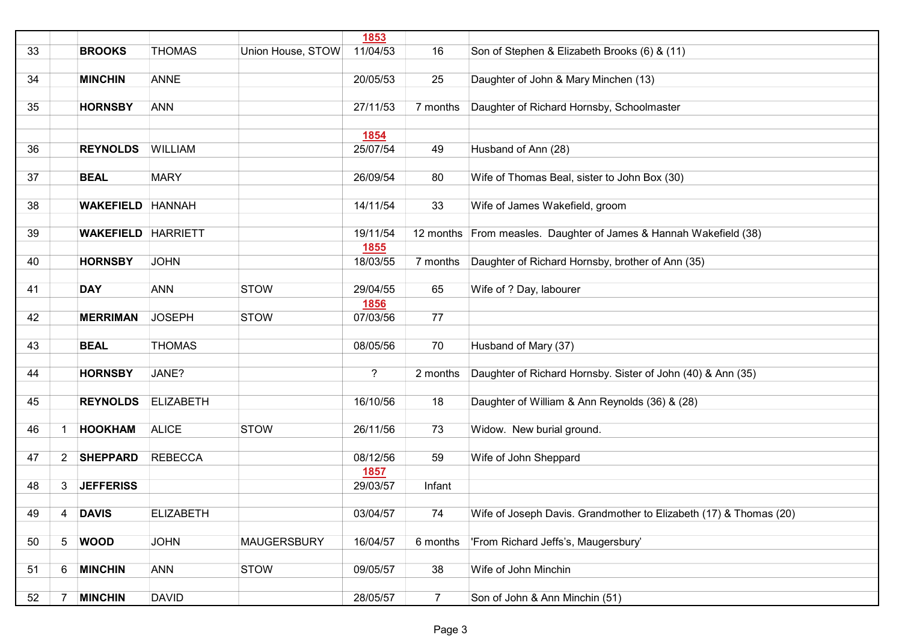| | | | | | | | |
|---|---|---|---|---|---|---|---|
| | | | | | **1853** | | |
| 33 | | **BROOKS** | THOMAS | Union House, STOW | 11/04/53 | 16 | Son of Stephen & Elizabeth Brooks (6) & (11) |
| 34 | | **MINCHIN** | ANNE | | 20/05/53 | 25 | Daughter of John & Mary Minchen (13) |
| 35 | | **HORNSBY** | ANN | | 27/11/53 | 7 months | Daughter of Richard Hornsby, Schoolmaster |
| | | | | | **1854** | | |
| 36 | | **REYNOLDS** | WILLIAM | | 25/07/54 | 49 | Husband of Ann (28) |
| 37 | | **BEAL** | MARY | | 26/09/54 | 80 | Wife of Thomas Beal, sister to John Box (30) |
| 38 | | **WAKEFIELD** | HANNAH | | 14/11/54 | 33 | Wife of James Wakefield, groom |
| 39 | | **WAKEFIELD** | HARRIETT | | 19/11/54 | 12 months | From measles. Daughter of James & Hannah Wakefield (38) |
| | | | | | **1855** | | |
| 40 | | **HORNSBY** | JOHN | | 18/03/55 | 7 months | Daughter of Richard Hornsby, brother of Ann (35) |
| 41 | | **DAY** | ANN | STOW | 29/04/55 | 65 | Wife of ? Day, labourer |
| | | | | | **1856** | | |
| 42 | | **MERRIMAN** | JOSEPH | STOW | 07/03/56 | 77 | |
| 43 | | **BEAL** | THOMAS | | 08/05/56 | 70 | Husband of Mary (37) |
| 44 | | **HORNSBY** | JANE? | | ? | 2 months | Daughter of Richard Hornsby. Sister of John (40) & Ann (35) |
| 45 | | **REYNOLDS** | ELIZABETH | | 16/10/56 | 18 | Daughter of William & Ann Reynolds (36) & (28) |
| 46 | 1 | **HOOKHAM** | ALICE | STOW | 26/11/56 | 73 | Widow. New burial ground. |
| 47 | 2 | **SHEPPARD** | REBECCA | | 08/12/56 | 59 | Wife of John Sheppard |
| | | | | | **1857** | | |
| 48 | 3 | **JEFFERISS** | | | 29/03/57 | Infant | |
| 49 | 4 | **DAVIS** | ELIZABETH | | 03/04/57 | 74 | Wife of Joseph Davis. Grandmother to Elizabeth (17) & Thomas (20) |
| 50 | 5 | **WOOD** | JOHN | MAUGERSBURY | 16/04/57 | 6 months | 'From Richard Jeffs's, Maugersbury' |
| 51 | 6 | **MINCHIN** | ANN | STOW | 09/05/57 | 38 | Wife of John Minchin |
| 52 | 7 | **MINCHIN** | DAVID | | 28/05/57 | 7 | Son of John & Ann Minchin (51) |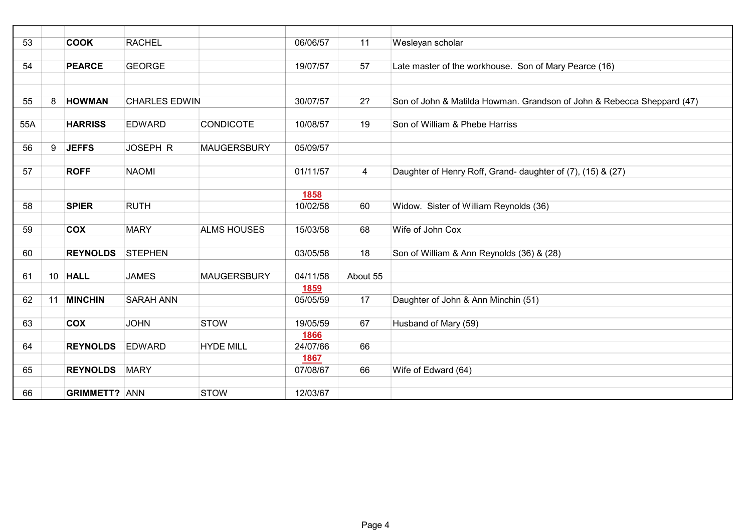| | | | | | | | |
|---|---|---|---|---|---|---|---|
| 53 | | **COOK** | RACHEL | | 06/06/57 | 11 | Wesleyan scholar |
| 54 | | **PEARCE** | GEORGE | | 19/07/57 | 57 | Late master of the workhouse. Son of Mary Pearce (16) |
| 55 | 8 | **HOWMAN** | CHARLES EDWIN | | 30/07/57 | 2? | Son of John & Matilda Howman. Grandson of John & Rebecca Sheppard (47) |
| 55A | | **HARRISS** | EDWARD | CONDICOTE | 10/08/57 | 19 | Son of William & Phebe Harriss |
| 56 | 9 | **JEFFS** | JOSEPH R | MAUGERSBURY | 05/09/57 | | |
| 57 | | **ROFF** | NAOMI | | 01/11/57 | 4 | Daughter of Henry Roff, Grand- daughter of (7), (15) & (27) |
| | | | | | **1858** | | |
| 58 | | **SPIER** | RUTH | | 10/02/58 | 60 | Widow. Sister of William Reynolds (36) |
| 59 | | **COX** | MARY | ALMS HOUSES | 15/03/58 | 68 | Wife of John Cox |
| 60 | | **REYNOLDS** | STEPHEN | | 03/05/58 | 18 | Son of William & Ann Reynolds (36) & (28) |
| 61 | 10 | **HALL** | JAMES | MAUGERSBURY | 04/11/58 | About 55 | |
| | | | | | **1859** | | |
| 62 | 11 | **MINCHIN** | SARAH ANN | | 05/05/59 | 17 | Daughter of John & Ann Minchin (51) |
| 63 | | **COX** | JOHN | STOW | 19/05/59 | 67 | Husband of Mary (59) |
| | | | | | **1866** | | |
| 64 | | **REYNOLDS** | EDWARD | HYDE MILL | 24/07/66 | 66 | |
| | | | | | **1867** | | |
| 65 | | **REYNOLDS** | MARY | | 07/08/67 | 66 | Wife of Edward (64) |
| 66 | | **GRIMMETT?** | ANN | STOW | 12/03/67 | | |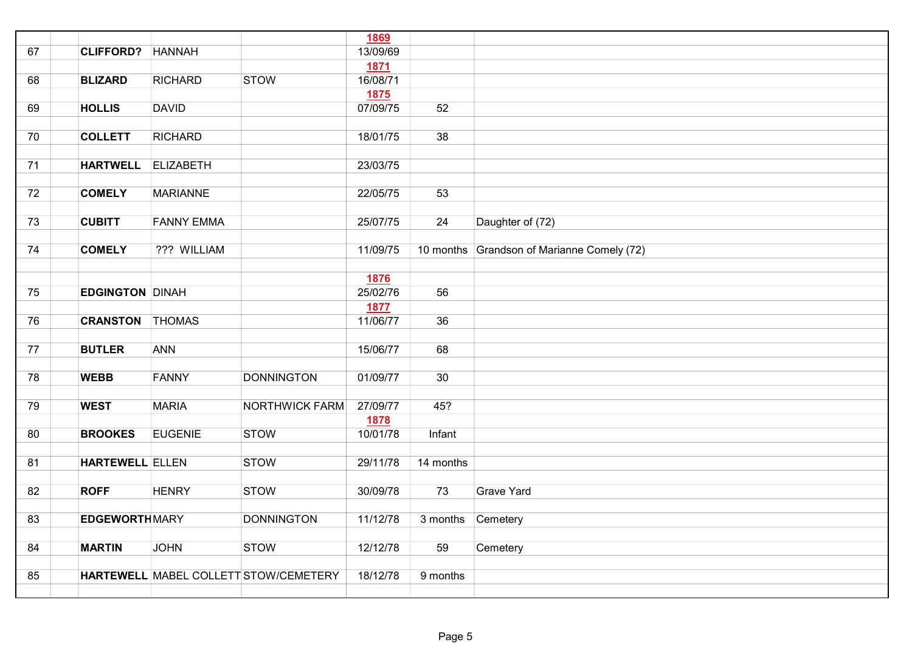| | | | | | | | |
|---|---|---|---|---|---|---|---|
| | | | | | 1869 | | |
| 67 | | **CLIFFORD?** | HANNAH | | 13/09/69 | | |
| | | | | | 1871 | | |
| 68 | | **BLIZARD** | RICHARD | STOW | 16/08/71 | | |
| | | | | | 1875 | | |
| 69 | | **HOLLIS** | DAVID | | 07/09/75 | 52 | |
| 70 | | **COLLETT** | RICHARD | | 18/01/75 | 38 | |
| 71 | | **HARTWELL** | ELIZABETH | | 23/03/75 | | |
| 72 | | **COMELY** | MARIANNE | | 22/05/75 | 53 | |
| 73 | | **CUBITT** | FANNY EMMA | | 25/07/75 | 24 | Daughter of (72) |
| 74 | | **COMELY** | ??? WILLIAM | | 11/09/75 | 10 months | Grandson of Marianne Comely (72) |
| | | | | | 1876 | | |
| 75 | | **EDGINGTON** | DINAH | | 25/02/76 | 56 | |
| | | | | | 1877 | | |
| 76 | | **CRANSTON** | THOMAS | | 11/06/77 | 36 | |
| 77 | | **BUTLER** | ANN | | 15/06/77 | 68 | |
| 78 | | **WEBB** | FANNY | DONNINGTON | 01/09/77 | 30 | |
| 79 | | **WEST** | MARIA | NORTHWICK FARM | 27/09/77 | 45? | |
| | | | | | 1878 | | |
| 80 | | **BROOKES** | EUGENIE | STOW | 10/01/78 | Infant | |
| 81 | | **HARTEWELL** | ELLEN | STOW | 29/11/78 | 14 months | |
| 82 | | **ROFF** | HENRY | STOW | 30/09/78 | 73 | Grave Yard |
| 83 | | **EDGEWORTH** | MARY | DONNINGTON | 11/12/78 | 3 months | Cemetery |
| 84 | | **MARTIN** | JOHN | STOW | 12/12/78 | 59 | Cemetery |
| 85 | | **HARTEWELL** | MABEL COLLETT | STOW/CEMETERY | 18/12/78 | 9 months | |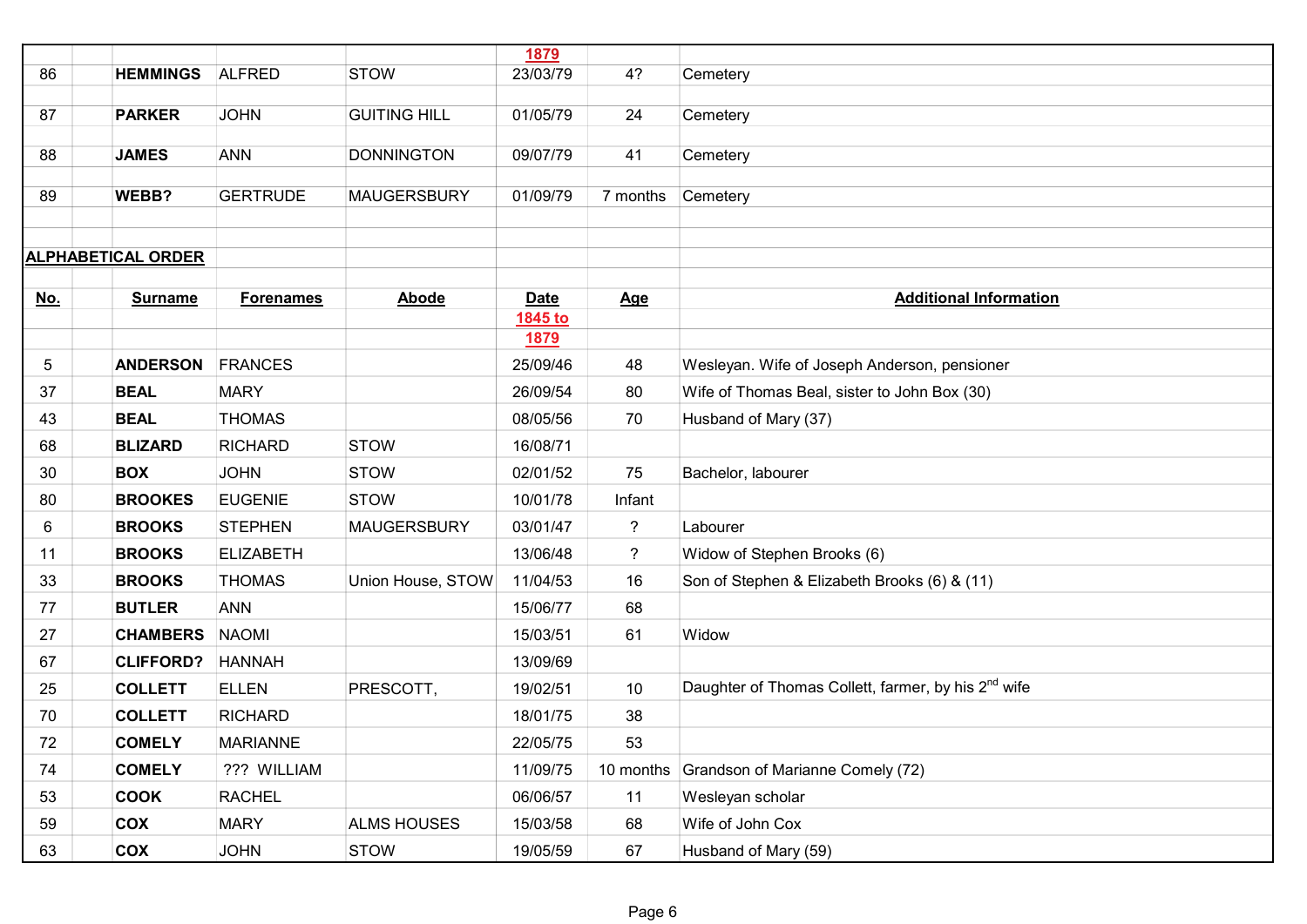| | | | | 1879 | | |
|---|---|---|---|---|---|---|
| 86 | **HEMMINGS** | ALFRED | STOW | 23/03/79 | 4? | Cemetery |
| 87 | **PARKER** | JOHN | GUITING HILL | 01/05/79 | 24 | Cemetery |
| 88 | **JAMES** | ANN | DONNINGTON | 09/07/79 | 41 | Cemetery |
| 89 | **WEBB?** | GERTRUDE | MAUGERSBURY | 01/09/79 | 7 months | Cemetery |

## ALPHABETICAL ORDER

| No. | Surname | Forenames | Abode | Date 1845 to 1879 | Age | Additional Information |
|---|---|---|---|---|---|---|
| 5 | **ANDERSON** | FRANCES | | 25/09/46 | 48 | Wesleyan. Wife of Joseph Anderson, pensioner |
| 37 | **BEAL** | MARY | | 26/09/54 | 80 | Wife of Thomas Beal, sister to John Box (30) |
| 43 | **BEAL** | THOMAS | | 08/05/56 | 70 | Husband of Mary (37) |
| 68 | **BLIZARD** | RICHARD | STOW | 16/08/71 | | |
| 30 | **BOX** | JOHN | STOW | 02/01/52 | 75 | Bachelor, labourer |
| 80 | **BROOKES** | EUGENIE | STOW | 10/01/78 | Infant | |
| 6 | **BROOKS** | STEPHEN | MAUGERSBURY | 03/01/47 | ? | Labourer |
| 11 | **BROOKS** | ELIZABETH | | 13/06/48 | ? | Widow of Stephen Brooks (6) |
| 33 | **BROOKS** | THOMAS | Union House, STOW | 11/04/53 | 16 | Son of Stephen & Elizabeth Brooks (6) & (11) |
| 77 | **BUTLER** | ANN | | 15/06/77 | 68 | |
| 27 | **CHAMBERS** | NAOMI | | 15/03/51 | 61 | Widow |
| 67 | **CLIFFORD?** | HANNAH | | 13/09/69 | | |
| 25 | **COLLETT** | ELLEN | PRESCOTT, | 19/02/51 | 10 | Daughter of Thomas Collett, farmer, by his 2nd wife |
| 70 | **COLLETT** | RICHARD | | 18/01/75 | 38 | |
| 72 | **COMELY** | MARIANNE | | 22/05/75 | 53 | |
| 74 | **COMELY** | ??? WILLIAM | | 11/09/75 | 10 months | Grandson of Marianne Comely (72) |
| 53 | **COOK** | RACHEL | | 06/06/57 | 11 | Wesleyan scholar |
| 59 | **COX** | MARY | ALMS HOUSES | 15/03/58 | 68 | Wife of John Cox |
| 63 | **COX** | JOHN | STOW | 19/05/59 | 67 | Husband of Mary (59) |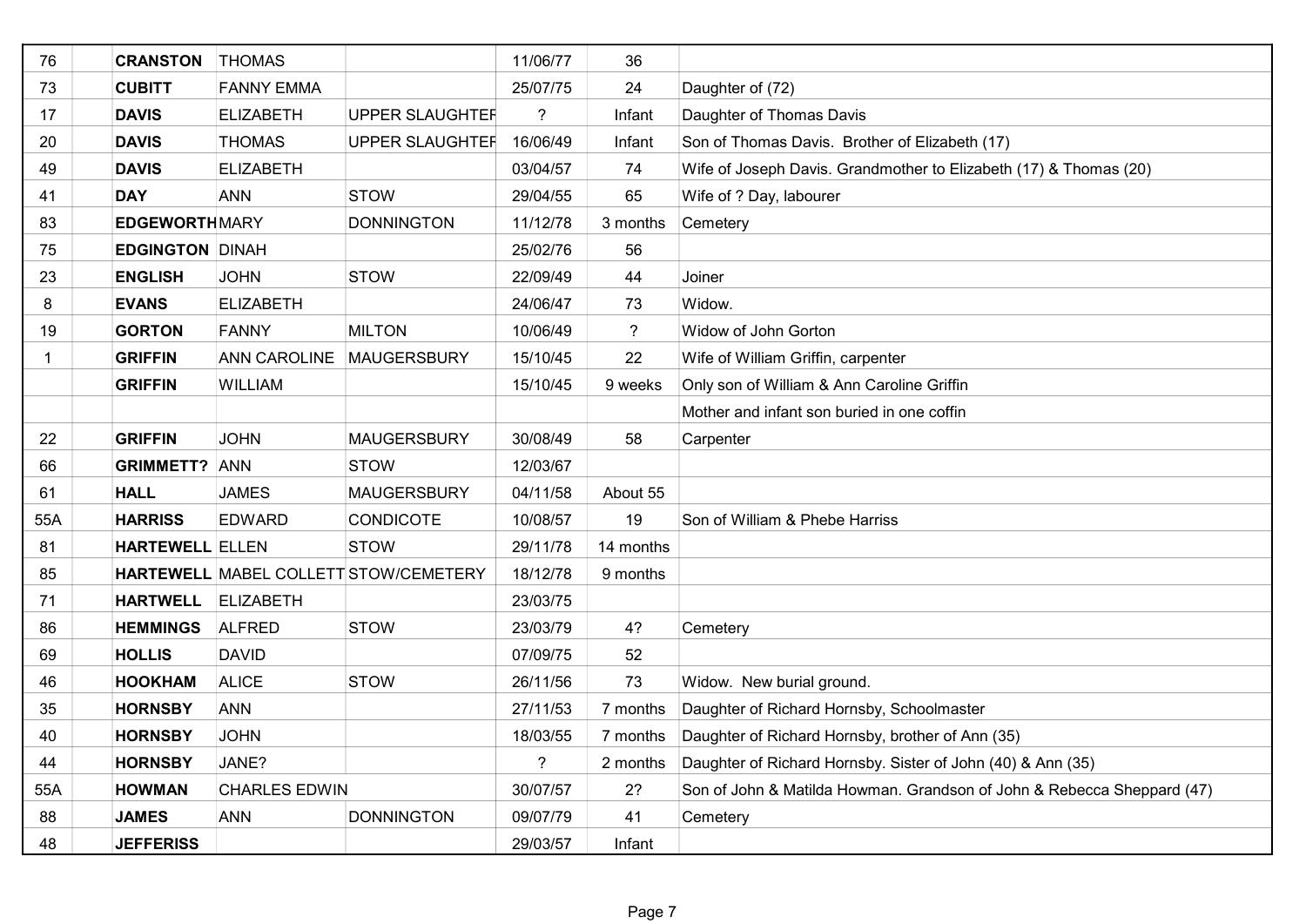| | | | | | | | |
|---|---|---|---|---|---|---|---|
| 76 | | **CRANSTON** | THOMAS | | 11/06/77 | 36 | |
| 73 | | **CUBITT** | FANNY EMMA | | 25/07/75 | 24 | Daughter of (72) |
| 17 | | **DAVIS** | ELIZABETH | UPPER SLAUGHTER | ? | Infant | Daughter of Thomas Davis |
| 20 | | **DAVIS** | THOMAS | UPPER SLAUGHTER | 16/06/49 | Infant | Son of Thomas Davis. Brother of Elizabeth (17) |
| 49 | | **DAVIS** | ELIZABETH | | 03/04/57 | 74 | Wife of Joseph Davis. Grandmother to Elizabeth (17) & Thomas (20) |
| 41 | | **DAY** | ANN | STOW | 29/04/55 | 65 | Wife of ? Day, labourer |
| 83 | | **EDGEWORTH** | MARY | DONNINGTON | 11/12/78 | 3 months | Cemetery |
| 75 | | **EDGINGTON** | DINAH | | 25/02/76 | 56 | |
| 23 | | **ENGLISH** | JOHN | STOW | 22/09/49 | 44 | Joiner |
| 8 | | **EVANS** | ELIZABETH | | 24/06/47 | 73 | Widow. |
| 19 | | **GORTON** | FANNY | MILTON | 10/06/49 | ? | Widow of John Gorton |
| 1 | | **GRIFFIN** | ANN CAROLINE | MAUGERSBURY | 15/10/45 | 22 | Wife of William Griffin, carpenter |
| | | **GRIFFIN** | WILLIAM | | 15/10/45 | 9 weeks | Only son of William & Ann Caroline Griffin |
| | | | | | | | Mother and infant son buried in one coffin |
| 22 | | **GRIFFIN** | JOHN | MAUGERSBURY | 30/08/49 | 58 | Carpenter |
| 66 | | **GRIMMETT?** | ANN | STOW | 12/03/67 | | |
| 61 | | **HALL** | JAMES | MAUGERSBURY | 04/11/58 | About 55 | |
| 55A | | **HARRISS** | EDWARD | CONDICOTE | 10/08/57 | 19 | Son of William & Phebe Harriss |
| 81 | | **HARTEWELL** | ELLEN | STOW | 29/11/78 | 14 months | |
| 85 | | **HARTEWELL** | MABEL COLLETT | STOW/CEMETERY | 18/12/78 | 9 months | |
| 71 | | **HARTWELL** | ELIZABETH | | 23/03/75 | | |
| 86 | | **HEMMINGS** | ALFRED | STOW | 23/03/79 | 4? | Cemetery |
| 69 | | **HOLLIS** | DAVID | | 07/09/75 | 52 | |
| 46 | | **HOOKHAM** | ALICE | STOW | 26/11/56 | 73 | Widow. New burial ground. |
| 35 | | **HORNSBY** | ANN | | 27/11/53 | 7 months | Daughter of Richard Hornsby, Schoolmaster |
| 40 | | **HORNSBY** | JOHN | | 18/03/55 | 7 months | Daughter of Richard Hornsby, brother of Ann (35) |
| 44 | | **HORNSBY** | JANE? | | ? | 2 months | Daughter of Richard Hornsby. Sister of John (40) & Ann (35) |
| 55A | | **HOWMAN** | CHARLES EDWIN | | 30/07/57 | 2? | Son of John & Matilda Howman. Grandson of John & Rebecca Sheppard (47) |
| 88 | | **JAMES** | ANN | DONNINGTON | 09/07/79 | 41 | Cemetery |
| 48 | | **JEFFERISS** | | | 29/03/57 | Infant | |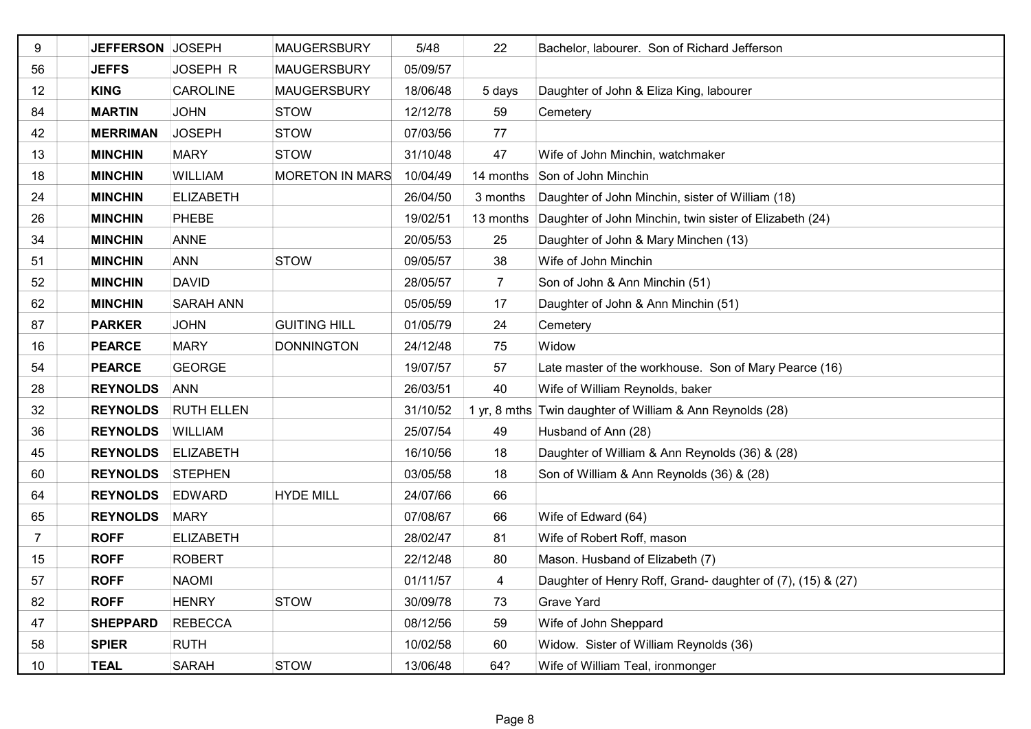| | | | | | | |
|---|---|---|---|---|---|---|
| 9 | **JEFFERSON** | JOSEPH | MAUGERSBURY | 5/48 | 22 | Bachelor, labourer. Son of Richard Jefferson |
| 56 | **JEFFS** | JOSEPH R | MAUGERSBURY | 05/09/57 | | |
| 12 | **KING** | CAROLINE | MAUGERSBURY | 18/06/48 | 5 days | Daughter of John & Eliza King, labourer |
| 84 | **MARTIN** | JOHN | STOW | 12/12/78 | 59 | Cemetery |
| 42 | **MERRIMAN** | JOSEPH | STOW | 07/03/56 | 77 | |
| 13 | **MINCHIN** | MARY | STOW | 31/10/48 | 47 | Wife of John Minchin, watchmaker |
| 18 | **MINCHIN** | WILLIAM | MORETON IN MARS | 10/04/49 | 14 months | Son of John Minchin |
| 24 | **MINCHIN** | ELIZABETH | | 26/04/50 | 3 months | Daughter of John Minchin, sister of William (18) |
| 26 | **MINCHIN** | PHEBE | | 19/02/51 | 13 months | Daughter of John Minchin, twin sister of Elizabeth (24) |
| 34 | **MINCHIN** | ANNE | | 20/05/53 | 25 | Daughter of John & Mary Minchen (13) |
| 51 | **MINCHIN** | ANN | STOW | 09/05/57 | 38 | Wife of John Minchin |
| 52 | **MINCHIN** | DAVID | | 28/05/57 | 7 | Son of John & Ann Minchin (51) |
| 62 | **MINCHIN** | SARAH ANN | | 05/05/59 | 17 | Daughter of John & Ann Minchin (51) |
| 87 | **PARKER** | JOHN | GUITING HILL | 01/05/79 | 24 | Cemetery |
| 16 | **PEARCE** | MARY | DONNINGTON | 24/12/48 | 75 | Widow |
| 54 | **PEARCE** | GEORGE | | 19/07/57 | 57 | Late master of the workhouse. Son of Mary Pearce (16) |
| 28 | **REYNOLDS** | ANN | | 26/03/51 | 40 | Wife of William Reynolds, baker |
| 32 | **REYNOLDS** | RUTH ELLEN | | 31/10/52 | 1 yr, 8 mths | Twin daughter of William & Ann Reynolds (28) |
| 36 | **REYNOLDS** | WILLIAM | | 25/07/54 | 49 | Husband of Ann (28) |
| 45 | **REYNOLDS** | ELIZABETH | | 16/10/56 | 18 | Daughter of William & Ann Reynolds (36) & (28) |
| 60 | **REYNOLDS** | STEPHEN | | 03/05/58 | 18 | Son of William & Ann Reynolds (36) & (28) |
| 64 | **REYNOLDS** | EDWARD | HYDE MILL | 24/07/66 | 66 | |
| 65 | **REYNOLDS** | MARY | | 07/08/67 | 66 | Wife of Edward (64) |
| 7 | **ROFF** | ELIZABETH | | 28/02/47 | 81 | Wife of Robert Roff, mason |
| 15 | **ROFF** | ROBERT | | 22/12/48 | 80 | Mason. Husband of Elizabeth (7) |
| 57 | **ROFF** | NAOMI | | 01/11/57 | 4 | Daughter of Henry Roff, Grand- daughter of (7), (15) & (27) |
| 82 | **ROFF** | HENRY | STOW | 30/09/78 | 73 | Grave Yard |
| 47 | **SHEPPARD** | REBECCA | | 08/12/56 | 59 | Wife of John Sheppard |
| 58 | **SPIER** | RUTH | | 10/02/58 | 60 | Widow. Sister of William Reynolds (36) |
| 10 | **TEAL** | SARAH | STOW | 13/06/48 | 64? | Wife of William Teal, ironmonger |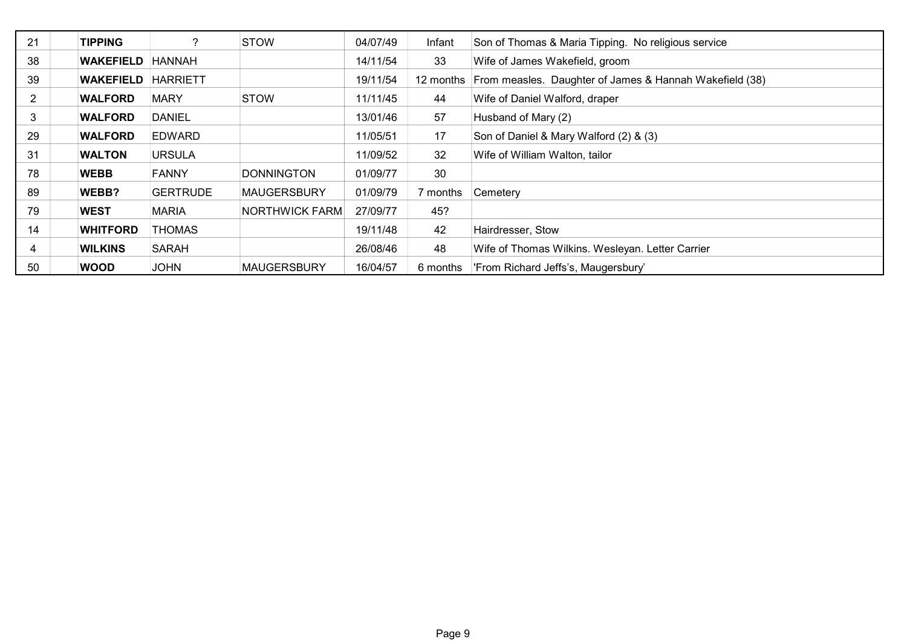| | | | | | | | |
|---|---|---|---|---|---|---|---|
| 21 | | **TIPPING** | ? | STOW | 04/07/49 | Infant | Son of Thomas & Maria Tipping. No religious service |
| 38 | | **WAKEFIELD** | HANNAH | | 14/11/54 | 33 | Wife of James Wakefield, groom |
| 39 | | **WAKEFIELD** | HARRIETT | | 19/11/54 | 12 months | From measles. Daughter of James & Hannah Wakefield (38) |
| 2 | | **WALFORD** | MARY | STOW | 11/11/45 | 44 | Wife of Daniel Walford, draper |
| 3 | | **WALFORD** | DANIEL | | 13/01/46 | 57 | Husband of Mary (2) |
| 29 | | **WALFORD** | EDWARD | | 11/05/51 | 17 | Son of Daniel & Mary Walford (2) & (3) |
| 31 | | **WALTON** | URSULA | | 11/09/52 | 32 | Wife of William Walton, tailor |
| 78 | | **WEBB** | FANNY | DONNINGTON | 01/09/77 | 30 | |
| 89 | | **WEBB?** | GERTRUDE | MAUGERSBURY | 01/09/79 | 7 months | Cemetery |
| 79 | | **WEST** | MARIA | NORTHWICK FARM | 27/09/77 | 45? | |
| 14 | | **WHITFORD** | THOMAS | | 19/11/48 | 42 | Hairdresser, Stow |
| 4 | | **WILKINS** | SARAH | | 26/08/46 | 48 | Wife of Thomas Wilkins. Wesleyan. Letter Carrier |
| 50 | | **WOOD** | JOHN | MAUGERSBURY | 16/04/57 | 6 months | 'From Richard Jeffs's, Maugersbury' |